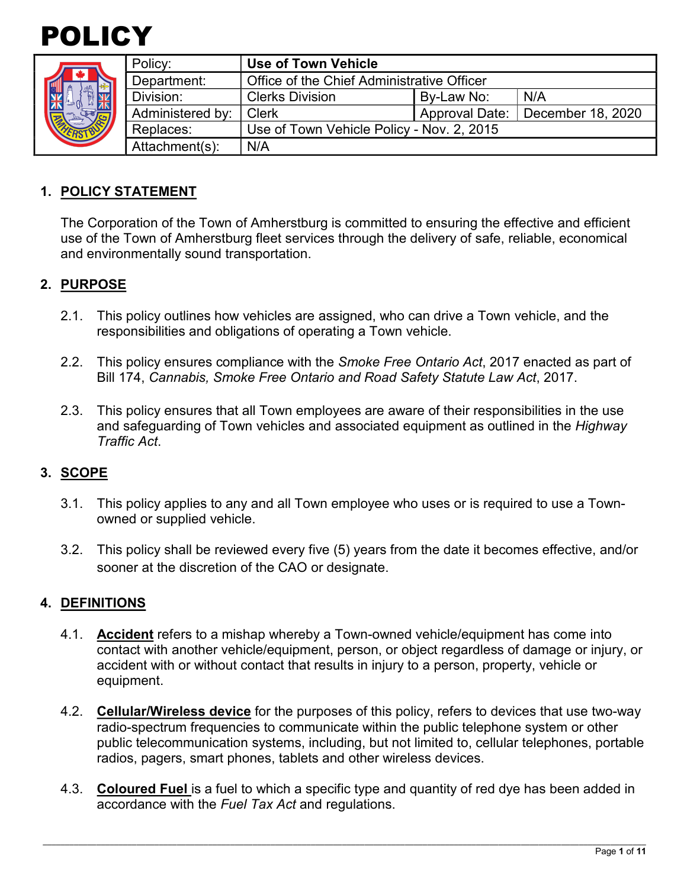# POLICY

| Policy: | **Use of Town Vehicle** | | |
|---|---|---|---|
| Department: | Office of the Chief Administrative Officer | | |
| Division: | Clerks Division | By-Law No: | N/A |
| Administered by: | Clerk | Approval Date: | December 18, 2020 |
| Replaces: | Use of Town Vehicle Policy - Nov. 2, 2015 | | |
| Attachment(s): | N/A | | |

## 1. POLICY STATEMENT

The Corporation of the Town of Amherstburg is committed to ensuring the effective and efficient use of the Town of Amherstburg fleet services through the delivery of safe, reliable, economical and environmentally sound transportation.

## 2. PURPOSE

2.1. This policy outlines how vehicles are assigned, who can drive a Town vehicle, and the responsibilities and obligations of operating a Town vehicle.

2.2. This policy ensures compliance with the *Smoke Free Ontario Act*, 2017 enacted as part of Bill 174, *Cannabis, Smoke Free Ontario and Road Safety Statute Law Act*, 2017.

2.3. This policy ensures that all Town employees are aware of their responsibilities in the use and safeguarding of Town vehicles and associated equipment as outlined in the *Highway Traffic Act*.

## 3. SCOPE

3.1. This policy applies to any and all Town employee who uses or is required to use a Town-owned or supplied vehicle.

3.2. This policy shall be reviewed every five (5) years from the date it becomes effective, and/or sooner at the discretion of the CAO or designate.

## 4. DEFINITIONS

4.1. **Accident** refers to a mishap whereby a Town-owned vehicle/equipment has come into contact with another vehicle/equipment, person, or object regardless of damage or injury, or accident with or without contact that results in injury to a person, property, vehicle or equipment.

4.2. **Cellular/Wireless device** for the purposes of this policy, refers to devices that use two-way radio-spectrum frequencies to communicate within the public telephone system or other public telecommunication systems, including, but not limited to, cellular telephones, portable radios, pagers, smart phones, tablets and other wireless devices.

4.3. **Coloured Fuel** is a fuel to which a specific type and quantity of red dye has been added in accordance with the *Fuel Tax Act* and regulations.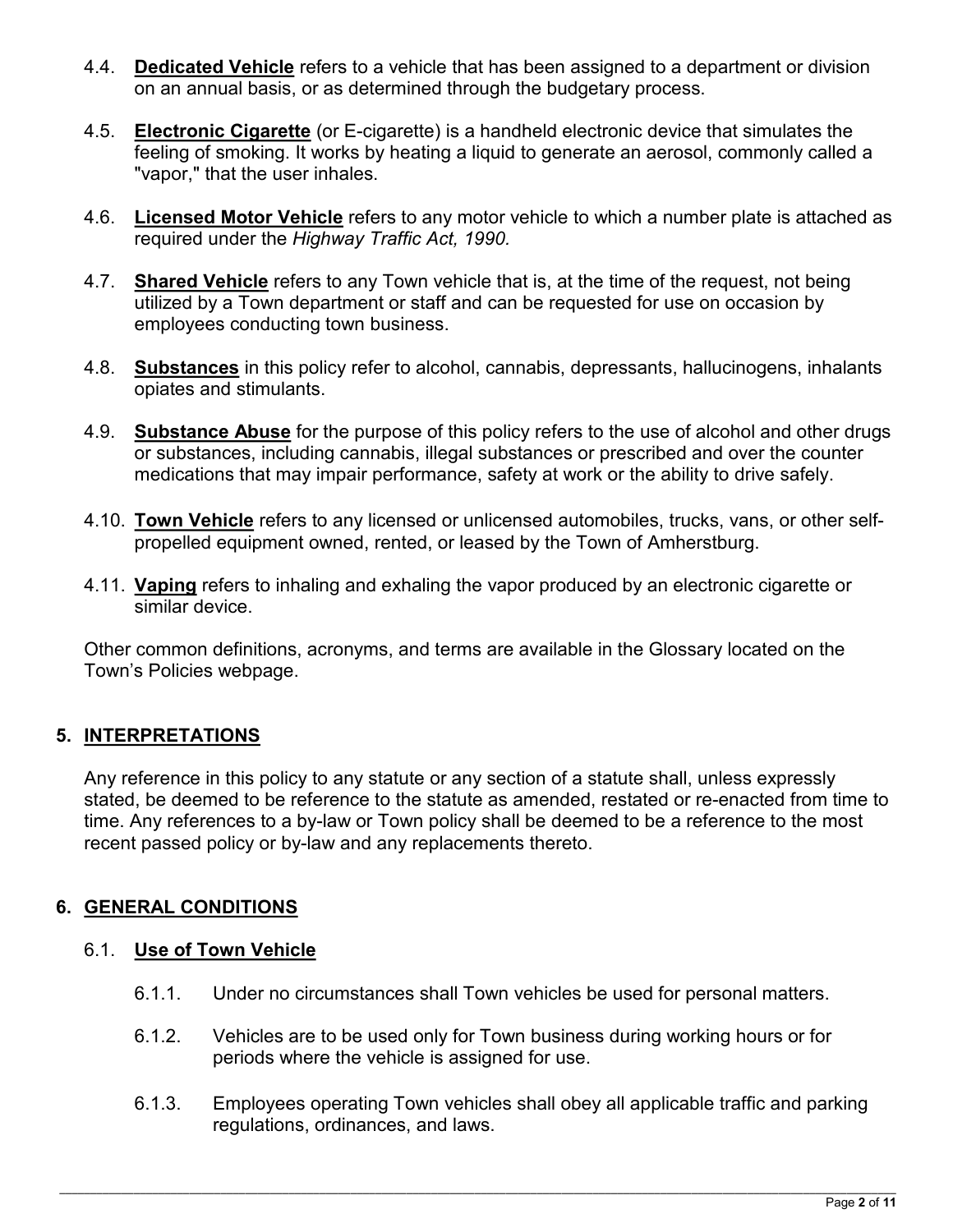4.4. **Dedicated Vehicle** refers to a vehicle that has been assigned to a department or division on an annual basis, or as determined through the budgetary process.

4.5. **Electronic Cigarette** (or E-cigarette) is a handheld electronic device that simulates the feeling of smoking. It works by heating a liquid to generate an aerosol, commonly called a "vapor," that the user inhales.

4.6. **Licensed Motor Vehicle** refers to any motor vehicle to which a number plate is attached as required under the *Highway Traffic Act, 1990.*

4.7. **Shared Vehicle** refers to any Town vehicle that is, at the time of the request, not being utilized by a Town department or staff and can be requested for use on occasion by employees conducting town business.

4.8. **Substances** in this policy refer to alcohol, cannabis, depressants, hallucinogens, inhalants opiates and stimulants.

4.9. **Substance Abuse** for the purpose of this policy refers to the use of alcohol and other drugs or substances, including cannabis, illegal substances or prescribed and over the counter medications that may impair performance, safety at work or the ability to drive safely.

4.10. **Town Vehicle** refers to any licensed or unlicensed automobiles, trucks, vans, or other self-propelled equipment owned, rented, or leased by the Town of Amherstburg.

4.11. **Vaping** refers to inhaling and exhaling the vapor produced by an electronic cigarette or similar device.

Other common definitions, acronyms, and terms are available in the Glossary located on the Town's Policies webpage.

## 5. INTERPRETATIONS

Any reference in this policy to any statute or any section of a statute shall, unless expressly stated, be deemed to be reference to the statute as amended, restated or re-enacted from time to time. Any references to a by-law or Town policy shall be deemed to be a reference to the most recent passed policy or by-law and any replacements thereto.

## 6. GENERAL CONDITIONS

### 6.1. Use of Town Vehicle

6.1.1. Under no circumstances shall Town vehicles be used for personal matters.

6.1.2. Vehicles are to be used only for Town business during working hours or for periods where the vehicle is assigned for use.

6.1.3. Employees operating Town vehicles shall obey all applicable traffic and parking regulations, ordinances, and laws.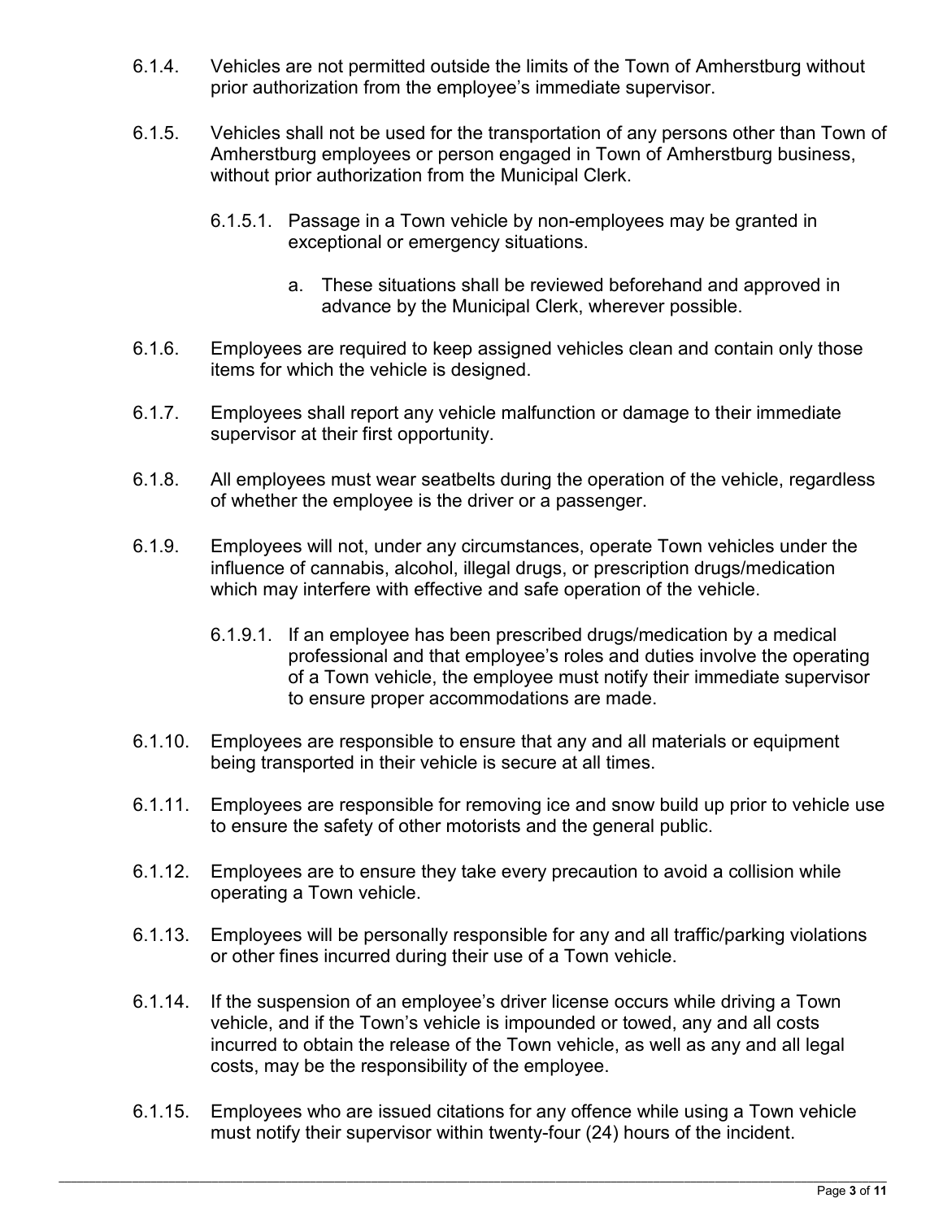6.1.4. Vehicles are not permitted outside the limits of the Town of Amherstburg without prior authorization from the employee's immediate supervisor.

6.1.5. Vehicles shall not be used for the transportation of any persons other than Town of Amherstburg employees or person engaged in Town of Amherstburg business, without prior authorization from the Municipal Clerk.

   6.1.5.1. Passage in a Town vehicle by non-employees may be granted in exceptional or emergency situations.

      a. These situations shall be reviewed beforehand and approved in advance by the Municipal Clerk, wherever possible.

6.1.6. Employees are required to keep assigned vehicles clean and contain only those items for which the vehicle is designed.

6.1.7. Employees shall report any vehicle malfunction or damage to their immediate supervisor at their first opportunity.

6.1.8. All employees must wear seatbelts during the operation of the vehicle, regardless of whether the employee is the driver or a passenger.

6.1.9. Employees will not, under any circumstances, operate Town vehicles under the influence of cannabis, alcohol, illegal drugs, or prescription drugs/medication which may interfere with effective and safe operation of the vehicle.

   6.1.9.1. If an employee has been prescribed drugs/medication by a medical professional and that employee's roles and duties involve the operating of a Town vehicle, the employee must notify their immediate supervisor to ensure proper accommodations are made.

6.1.10. Employees are responsible to ensure that any and all materials or equipment being transported in their vehicle is secure at all times.

6.1.11. Employees are responsible for removing ice and snow build up prior to vehicle use to ensure the safety of other motorists and the general public.

6.1.12. Employees are to ensure they take every precaution to avoid a collision while operating a Town vehicle.

6.1.13. Employees will be personally responsible for any and all traffic/parking violations or other fines incurred during their use of a Town vehicle.

6.1.14. If the suspension of an employee's driver license occurs while driving a Town vehicle, and if the Town's vehicle is impounded or towed, any and all costs incurred to obtain the release of the Town vehicle, as well as any and all legal costs, may be the responsibility of the employee.

6.1.15. Employees who are issued citations for any offence while using a Town vehicle must notify their supervisor within twenty-four (24) hours of the incident.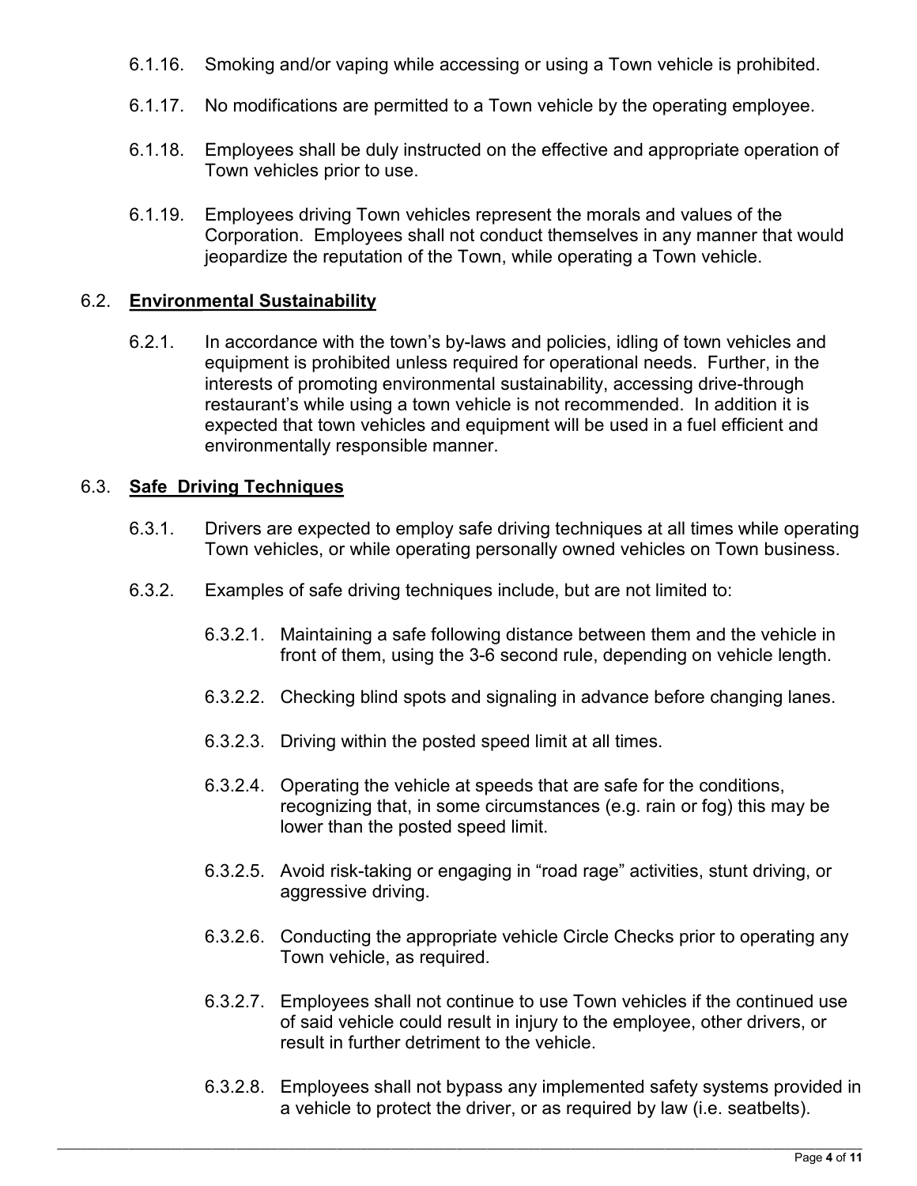6.1.16. Smoking and/or vaping while accessing or using a Town vehicle is prohibited.

6.1.17. No modifications are permitted to a Town vehicle by the operating employee.

6.1.18. Employees shall be duly instructed on the effective and appropriate operation of Town vehicles prior to use.

6.1.19. Employees driving Town vehicles represent the morals and values of the Corporation. Employees shall not conduct themselves in any manner that would jeopardize the reputation of the Town, while operating a Town vehicle.

## 6.2. **Environmental Sustainability**

6.2.1. In accordance with the town's by-laws and policies, idling of town vehicles and equipment is prohibited unless required for operational needs. Further, in the interests of promoting environmental sustainability, accessing drive-through restaurant's while using a town vehicle is not recommended. In addition it is expected that town vehicles and equipment will be used in a fuel efficient and environmentally responsible manner.

## 6.3. **Safe Driving Techniques**

6.3.1. Drivers are expected to employ safe driving techniques at all times while operating Town vehicles, or while operating personally owned vehicles on Town business.

6.3.2. Examples of safe driving techniques include, but are not limited to:

6.3.2.1. Maintaining a safe following distance between them and the vehicle in front of them, using the 3-6 second rule, depending on vehicle length.

6.3.2.2. Checking blind spots and signaling in advance before changing lanes.

6.3.2.3. Driving within the posted speed limit at all times.

6.3.2.4. Operating the vehicle at speeds that are safe for the conditions, recognizing that, in some circumstances (e.g. rain or fog) this may be lower than the posted speed limit.

6.3.2.5. Avoid risk-taking or engaging in "road rage" activities, stunt driving, or aggressive driving.

6.3.2.6. Conducting the appropriate vehicle Circle Checks prior to operating any Town vehicle, as required.

6.3.2.7. Employees shall not continue to use Town vehicles if the continued use of said vehicle could result in injury to the employee, other drivers, or result in further detriment to the vehicle.

6.3.2.8. Employees shall not bypass any implemented safety systems provided in a vehicle to protect the driver, or as required by law (i.e. seatbelts).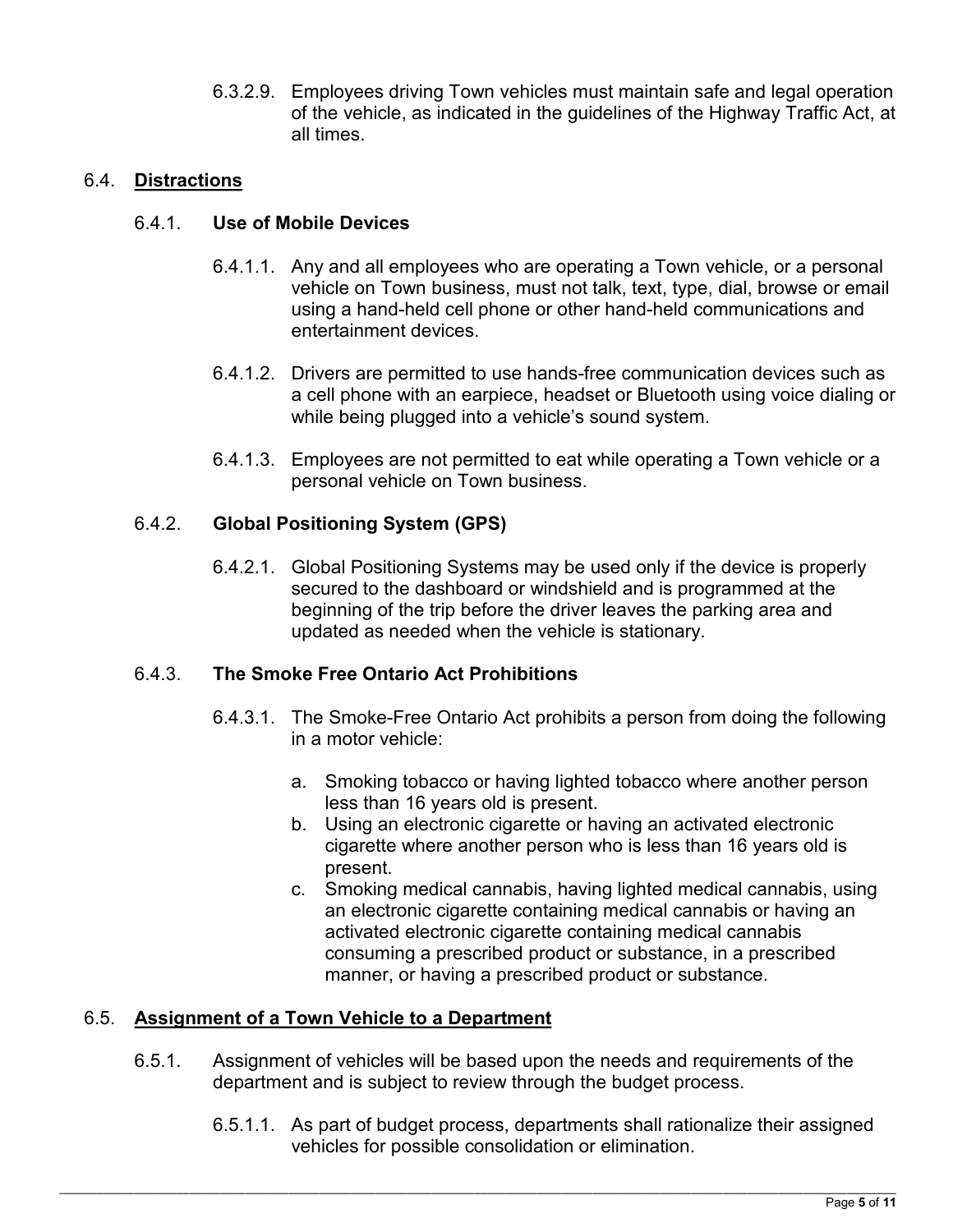6.3.2.9. Employees driving Town vehicles must maintain safe and legal operation of the vehicle, as indicated in the guidelines of the Highway Traffic Act, at all times.

## 6.4. <u>Distractions</u>

### 6.4.1. Use of Mobile Devices

6.4.1.1. Any and all employees who are operating a Town vehicle, or a personal vehicle on Town business, must not talk, text, type, dial, browse or email using a hand-held cell phone or other hand-held communications and entertainment devices.

6.4.1.2. Drivers are permitted to use hands-free communication devices such as a cell phone with an earpiece, headset or Bluetooth using voice dialing or while being plugged into a vehicle's sound system.

6.4.1.3. Employees are not permitted to eat while operating a Town vehicle or a personal vehicle on Town business.

### 6.4.2. Global Positioning System (GPS)

6.4.2.1. Global Positioning Systems may be used only if the device is properly secured to the dashboard or windshield and is programmed at the beginning of the trip before the driver leaves the parking area and updated as needed when the vehicle is stationary.

### 6.4.3. The Smoke Free Ontario Act Prohibitions

6.4.3.1. The Smoke-Free Ontario Act prohibits a person from doing the following in a motor vehicle:

a. Smoking tobacco or having lighted tobacco where another person less than 16 years old is present.
b. Using an electronic cigarette or having an activated electronic cigarette where another person who is less than 16 years old is present.
c. Smoking medical cannabis, having lighted medical cannabis, using an electronic cigarette containing medical cannabis or having an activated electronic cigarette containing medical cannabis consuming a prescribed product or substance, in a prescribed manner, or having a prescribed product or substance.

## 6.5. <u>Assignment of a Town Vehicle to a Department</u>

6.5.1. Assignment of vehicles will be based upon the needs and requirements of the department and is subject to review through the budget process.

6.5.1.1. As part of budget process, departments shall rationalize their assigned vehicles for possible consolidation or elimination.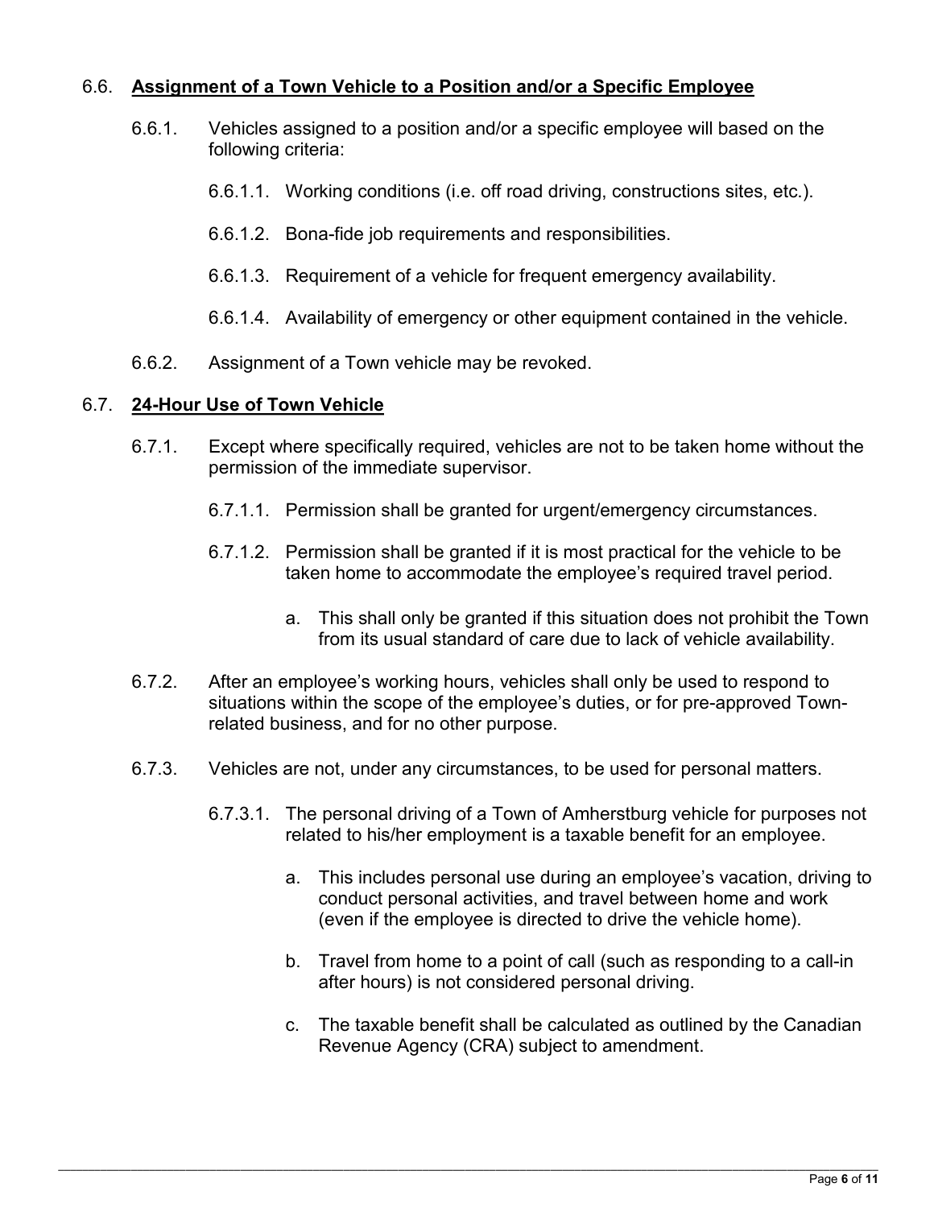## 6.6. **Assignment of a Town Vehicle to a Position and/or a Specific Employee**

6.6.1. Vehicles assigned to a position and/or a specific employee will based on the following criteria:

6.6.1.1. Working conditions (i.e. off road driving, constructions sites, etc.).

6.6.1.2. Bona-fide job requirements and responsibilities.

6.6.1.3. Requirement of a vehicle for frequent emergency availability.

6.6.1.4. Availability of emergency or other equipment contained in the vehicle.

6.6.2. Assignment of a Town vehicle may be revoked.

## 6.7. **24-Hour Use of Town Vehicle**

6.7.1. Except where specifically required, vehicles are not to be taken home without the permission of the immediate supervisor.

6.7.1.1. Permission shall be granted for urgent/emergency circumstances.

6.7.1.2. Permission shall be granted if it is most practical for the vehicle to be taken home to accommodate the employee's required travel period.

a. This shall only be granted if this situation does not prohibit the Town from its usual standard of care due to lack of vehicle availability.

6.7.2. After an employee's working hours, vehicles shall only be used to respond to situations within the scope of the employee's duties, or for pre-approved Town-related business, and for no other purpose.

6.7.3. Vehicles are not, under any circumstances, to be used for personal matters.

6.7.3.1. The personal driving of a Town of Amherstburg vehicle for purposes not related to his/her employment is a taxable benefit for an employee.

a. This includes personal use during an employee's vacation, driving to conduct personal activities, and travel between home and work (even if the employee is directed to drive the vehicle home).

b. Travel from home to a point of call (such as responding to a call-in after hours) is not considered personal driving.

c. The taxable benefit shall be calculated as outlined by the Canadian Revenue Agency (CRA) subject to amendment.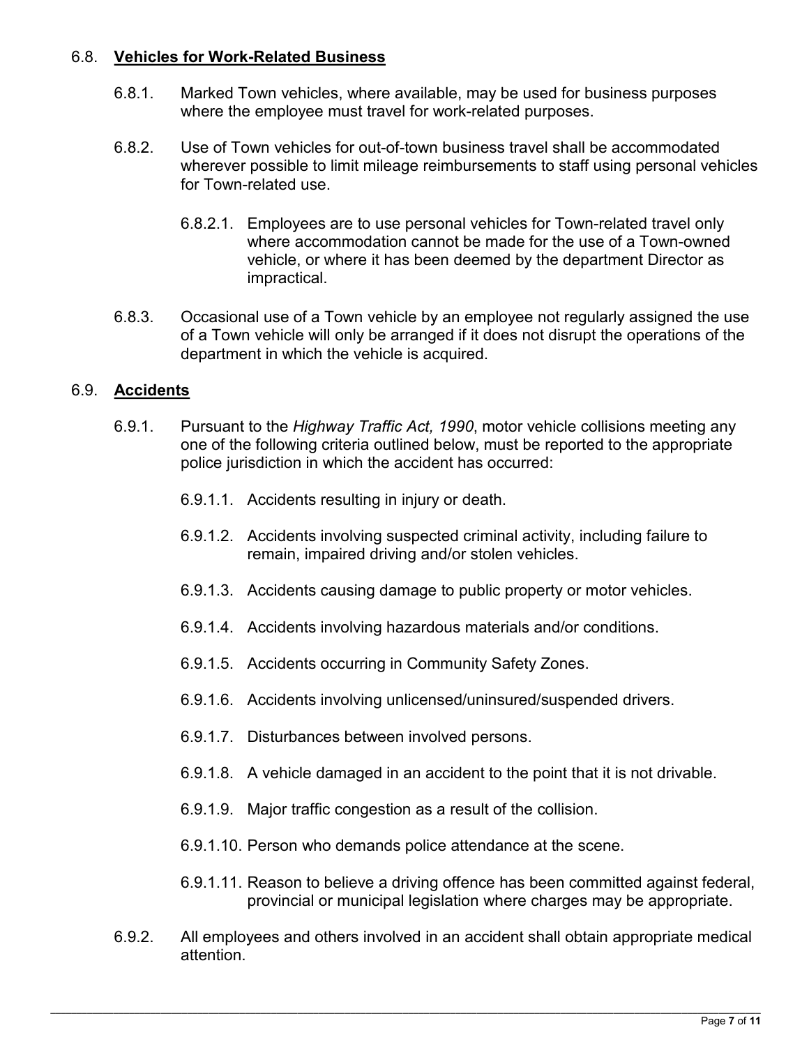### 6.8. <u>**Vehicles for Work-Related Business**</u>

6.8.1. Marked Town vehicles, where available, may be used for business purposes where the employee must travel for work-related purposes.

6.8.2. Use of Town vehicles for out-of-town business travel shall be accommodated wherever possible to limit mileage reimbursements to staff using personal vehicles for Town-related use.

6.8.2.1. Employees are to use personal vehicles for Town-related travel only where accommodation cannot be made for the use of a Town-owned vehicle, or where it has been deemed by the department Director as impractical.

6.8.3. Occasional use of a Town vehicle by an employee not regularly assigned the use of a Town vehicle will only be arranged if it does not disrupt the operations of the department in which the vehicle is acquired.

### 6.9. <u>**Accidents**</u>

6.9.1. Pursuant to the *Highway Traffic Act, 1990*, motor vehicle collisions meeting any one of the following criteria outlined below, must be reported to the appropriate police jurisdiction in which the accident has occurred:

6.9.1.1. Accidents resulting in injury or death.

6.9.1.2. Accidents involving suspected criminal activity, including failure to remain, impaired driving and/or stolen vehicles.

6.9.1.3. Accidents causing damage to public property or motor vehicles.

6.9.1.4. Accidents involving hazardous materials and/or conditions.

6.9.1.5. Accidents occurring in Community Safety Zones.

6.9.1.6. Accidents involving unlicensed/uninsured/suspended drivers.

6.9.1.7. Disturbances between involved persons.

6.9.1.8. A vehicle damaged in an accident to the point that it is not drivable.

6.9.1.9. Major traffic congestion as a result of the collision.

6.9.1.10. Person who demands police attendance at the scene.

6.9.1.11. Reason to believe a driving offence has been committed against federal, provincial or municipal legislation where charges may be appropriate.

6.9.2. All employees and others involved in an accident shall obtain appropriate medical attention.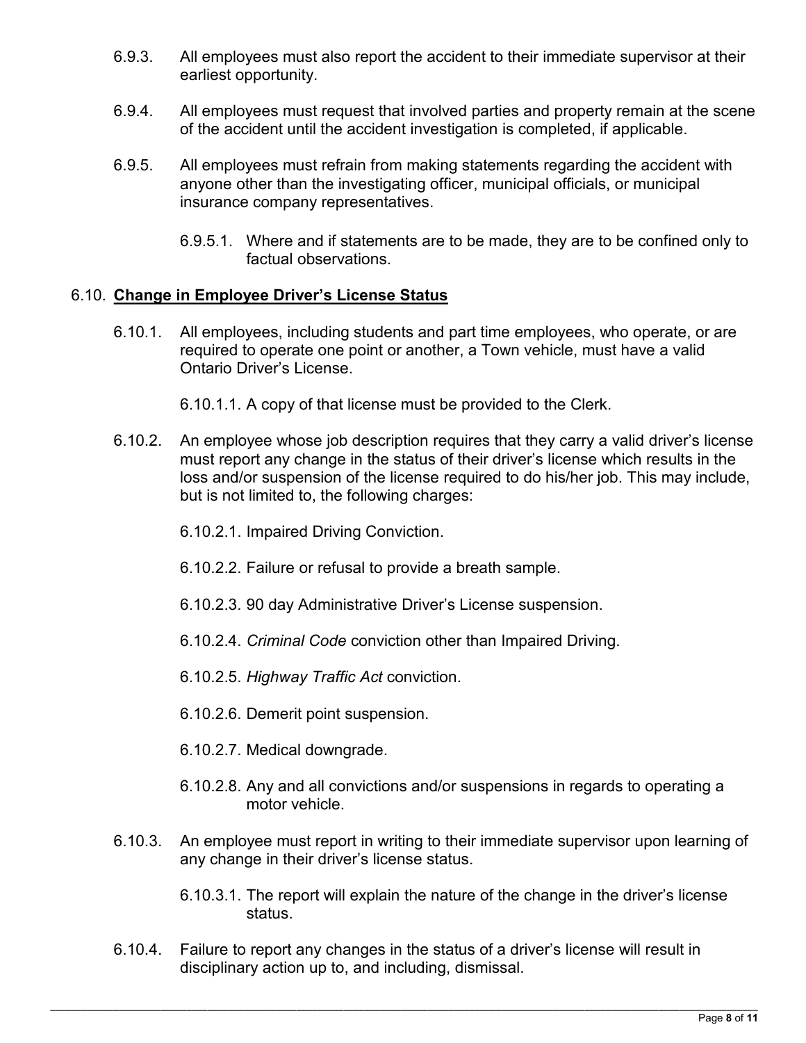6.9.3. All employees must also report the accident to their immediate supervisor at their earliest opportunity.

6.9.4. All employees must request that involved parties and property remain at the scene of the accident until the accident investigation is completed, if applicable.

6.9.5. All employees must refrain from making statements regarding the accident with anyone other than the investigating officer, municipal officials, or municipal insurance company representatives.

6.9.5.1. Where and if statements are to be made, they are to be confined only to factual observations.

6.10. **Change in Employee Driver's License Status**

6.10.1. All employees, including students and part time employees, who operate, or are required to operate one point or another, a Town vehicle, must have a valid Ontario Driver's License.

6.10.1.1. A copy of that license must be provided to the Clerk.

6.10.2. An employee whose job description requires that they carry a valid driver's license must report any change in the status of their driver's license which results in the loss and/or suspension of the license required to do his/her job. This may include, but is not limited to, the following charges:

6.10.2.1. Impaired Driving Conviction.

6.10.2.2. Failure or refusal to provide a breath sample.

6.10.2.3. 90 day Administrative Driver's License suspension.

6.10.2.4. *Criminal Code* conviction other than Impaired Driving.

6.10.2.5. *Highway Traffic Act* conviction.

6.10.2.6. Demerit point suspension.

6.10.2.7. Medical downgrade.

6.10.2.8. Any and all convictions and/or suspensions in regards to operating a motor vehicle.

6.10.3. An employee must report in writing to their immediate supervisor upon learning of any change in their driver's license status.

6.10.3.1. The report will explain the nature of the change in the driver's license status.

6.10.4. Failure to report any changes in the status of a driver's license will result in disciplinary action up to, and including, dismissal.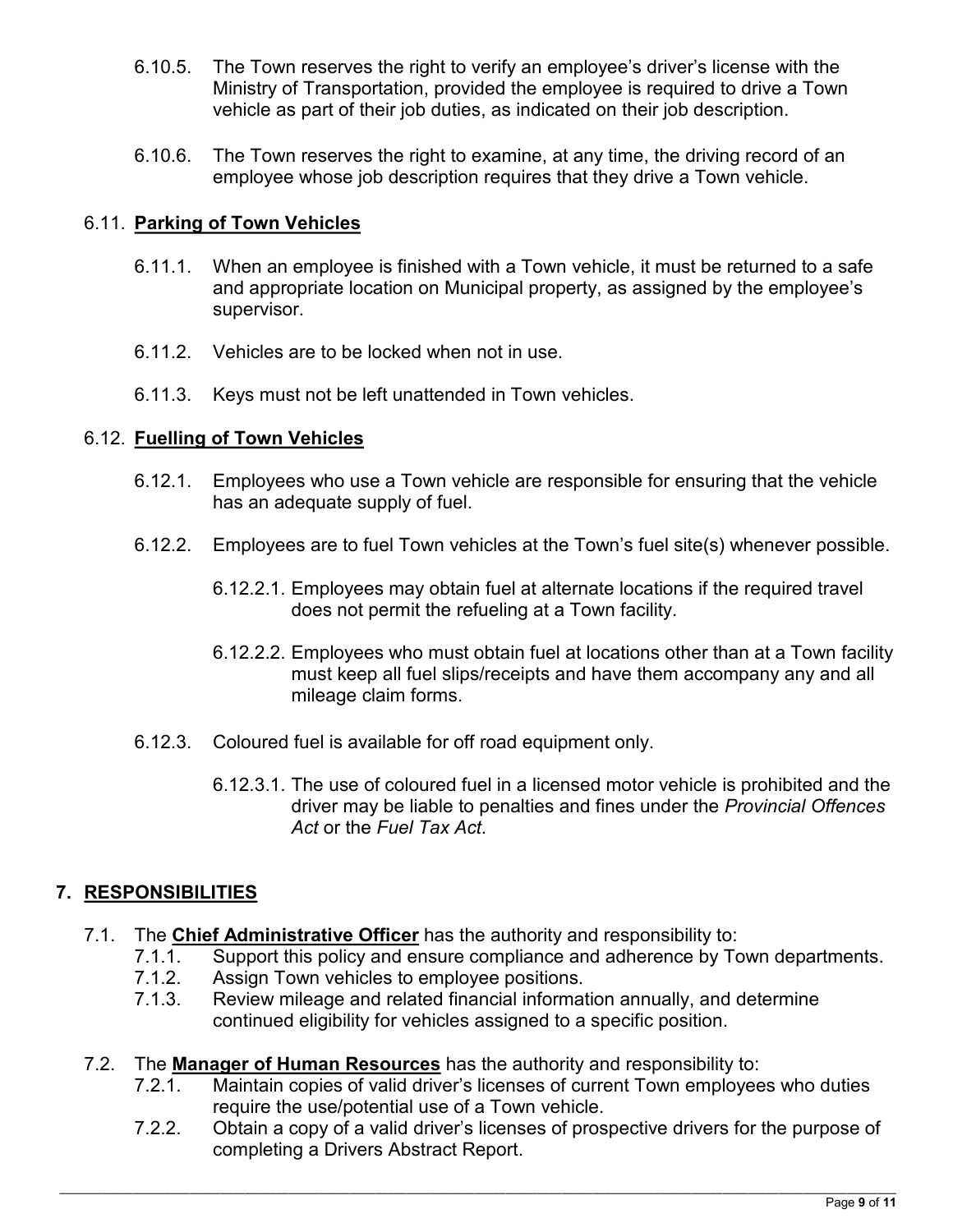6.10.5. The Town reserves the right to verify an employee's driver's license with the Ministry of Transportation, provided the employee is required to drive a Town vehicle as part of their job duties, as indicated on their job description.

6.10.6. The Town reserves the right to examine, at any time, the driving record of an employee whose job description requires that they drive a Town vehicle.

### 6.11. **Parking of Town Vehicles**

6.11.1. When an employee is finished with a Town vehicle, it must be returned to a safe and appropriate location on Municipal property, as assigned by the employee's supervisor.

6.11.2. Vehicles are to be locked when not in use.

6.11.3. Keys must not be left unattended in Town vehicles.

### 6.12. **Fuelling of Town Vehicles**

6.12.1. Employees who use a Town vehicle are responsible for ensuring that the vehicle has an adequate supply of fuel.

6.12.2. Employees are to fuel Town vehicles at the Town's fuel site(s) whenever possible.

6.12.2.1. Employees may obtain fuel at alternate locations if the required travel does not permit the refueling at a Town facility.

6.12.2.2. Employees who must obtain fuel at locations other than at a Town facility must keep all fuel slips/receipts and have them accompany any and all mileage claim forms.

6.12.3. Coloured fuel is available for off road equipment only.

6.12.3.1. The use of coloured fuel in a licensed motor vehicle is prohibited and the driver may be liable to penalties and fines under the *Provincial Offences Act* or the *Fuel Tax Act*.

## 7. RESPONSIBILITIES

7.1. The **Chief Administrative Officer** has the authority and responsibility to:

7.1.1. Support this policy and ensure compliance and adherence by Town departments.

7.1.2. Assign Town vehicles to employee positions.

7.1.3. Review mileage and related financial information annually, and determine continued eligibility for vehicles assigned to a specific position.

7.2. The **Manager of Human Resources** has the authority and responsibility to:

7.2.1. Maintain copies of valid driver's licenses of current Town employees who duties require the use/potential use of a Town vehicle.

7.2.2. Obtain a copy of a valid driver's licenses of prospective drivers for the purpose of completing a Drivers Abstract Report.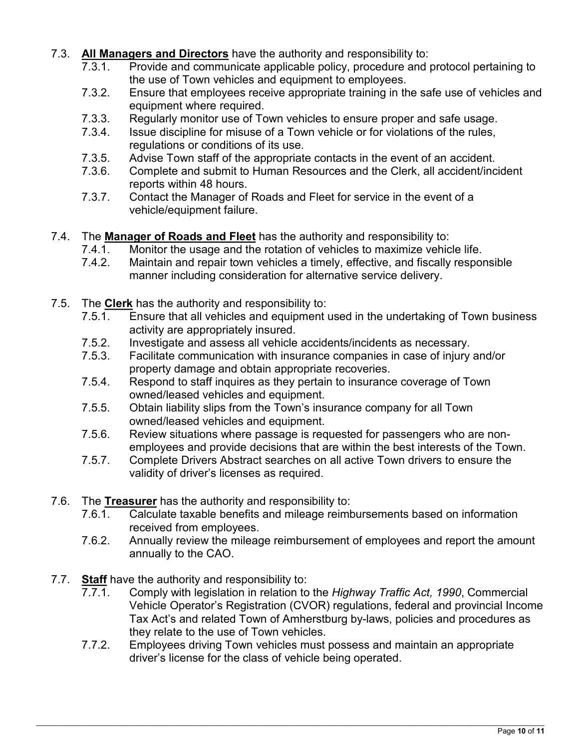7.3. **All Managers and Directors** have the authority and responsibility to:

- 7.3.1. Provide and communicate applicable policy, procedure and protocol pertaining to the use of Town vehicles and equipment to employees.
- 7.3.2. Ensure that employees receive appropriate training in the safe use of vehicles and equipment where required.
- 7.3.3. Regularly monitor use of Town vehicles to ensure proper and safe usage.
- 7.3.4. Issue discipline for misuse of a Town vehicle or for violations of the rules, regulations or conditions of its use.
- 7.3.5. Advise Town staff of the appropriate contacts in the event of an accident.
- 7.3.6. Complete and submit to Human Resources and the Clerk, all accident/incident reports within 48 hours.
- 7.3.7. Contact the Manager of Roads and Fleet for service in the event of a vehicle/equipment failure.

7.4. The **Manager of Roads and Fleet** has the authority and responsibility to:

- 7.4.1. Monitor the usage and the rotation of vehicles to maximize vehicle life.
- 7.4.2. Maintain and repair town vehicles a timely, effective, and fiscally responsible manner including consideration for alternative service delivery.

7.5. The **Clerk** has the authority and responsibility to:

- 7.5.1. Ensure that all vehicles and equipment used in the undertaking of Town business activity are appropriately insured.
- 7.5.2. Investigate and assess all vehicle accidents/incidents as necessary.
- 7.5.3. Facilitate communication with insurance companies in case of injury and/or property damage and obtain appropriate recoveries.
- 7.5.4. Respond to staff inquires as they pertain to insurance coverage of Town owned/leased vehicles and equipment.
- 7.5.5. Obtain liability slips from the Town's insurance company for all Town owned/leased vehicles and equipment.
- 7.5.6. Review situations where passage is requested for passengers who are non-employees and provide decisions that are within the best interests of the Town.
- 7.5.7. Complete Drivers Abstract searches on all active Town drivers to ensure the validity of driver's licenses as required.

7.6. The **Treasurer** has the authority and responsibility to:

- 7.6.1. Calculate taxable benefits and mileage reimbursements based on information received from employees.
- 7.6.2. Annually review the mileage reimbursement of employees and report the amount annually to the CAO.

7.7. **Staff** have the authority and responsibility to:

- 7.7.1. Comply with legislation in relation to the *Highway Traffic Act, 1990*, Commercial Vehicle Operator's Registration (CVOR) regulations, federal and provincial Income Tax Act's and related Town of Amherstburg by-laws, policies and procedures as they relate to the use of Town vehicles.
- 7.7.2. Employees driving Town vehicles must possess and maintain an appropriate driver's license for the class of vehicle being operated.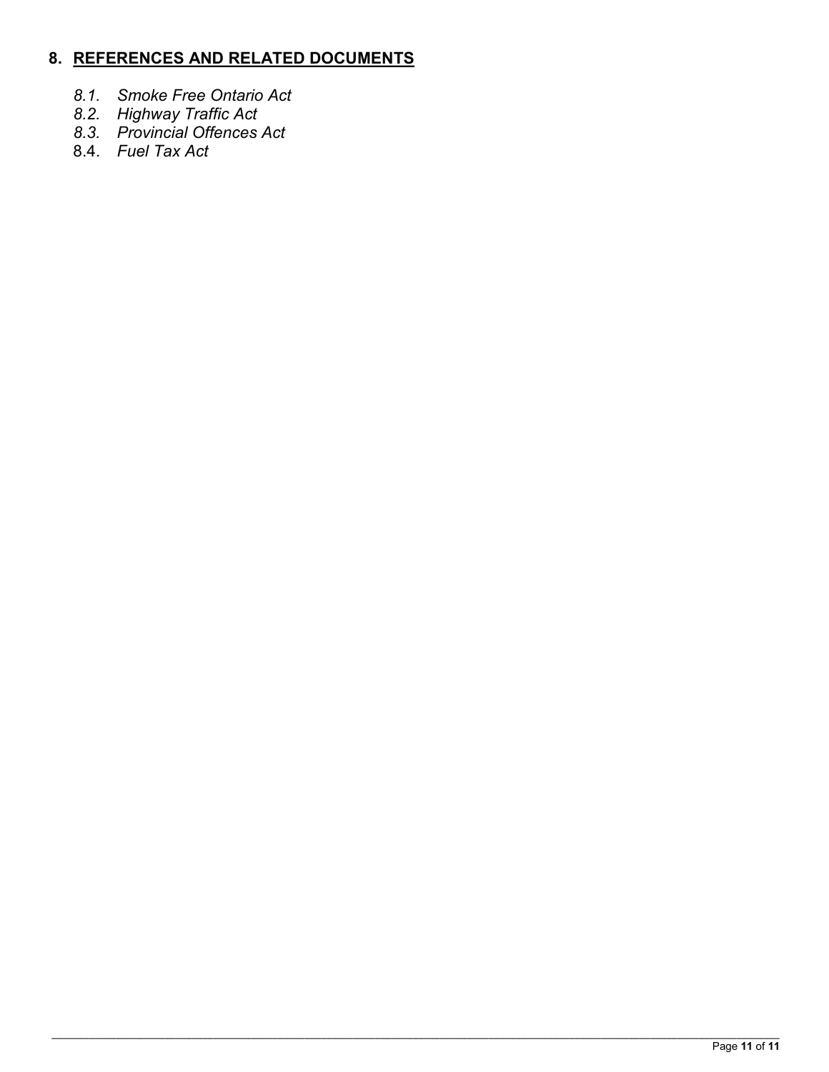## 8. REFERENCES AND RELATED DOCUMENTS

*8.1. Smoke Free Ontario Act*
*8.2. Highway Traffic Act*
*8.3. Provincial Offences Act*
8.4. *Fuel Tax Act*